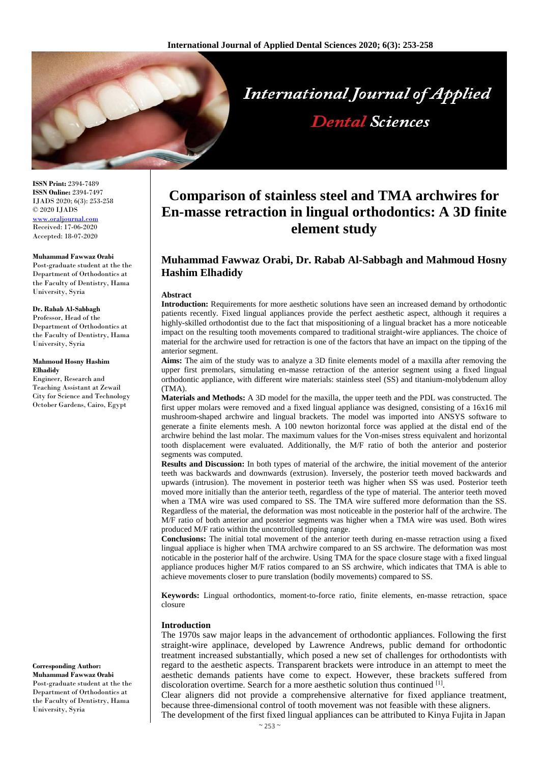# Comparison of stainless steel and TMA archwires for En-masse retraction in lingual orthodontics: A 3D finite element study

## Muhammad Fawwaz Orabi, Dr. Rabab Al-Sabbagh and Mahmoud Hosny Hashim Elhadidy

**ISSN Print:** 2394-7489
**ISSN Online:** 2394-7497
IJADS 2020; 6(3): 253-258
© 2020 IJADS
www.oraljournal.com
Received: 17-06-2020
Accepted: 18-07-2020

**Muhammad Fawwaz Orabi**
Post-graduate student at the the Department of Orthodontics at the Faculty of Dentistry, Hama University, Syria

**Dr. Rabab Al-Sabbagh**
Professor, Head of the Department of Orthodontics at the Faculty of Dentistry, Hama University, Syria

**Mahmoud Hosny Hashim Elhadidy**
Engineer, Research and Teaching Assistant at Zewail City for Science and Technology October Gardens, Cairo, Egypt

**Corresponding Author:**
**Muhammad Fawwaz Orabi**
Post-graduate student at the the Department of Orthodontics at the Faculty of Dentistry, Hama University, Syria

### Abstract

**Introduction:** Requirements for more aesthetic solutions have seen an increased demand by orthodontic patients recently. Fixed lingual appliances provide the perfect aesthetic aspect, although it requires a highly-skilled orthodontist due to the fact that mispositioning of a lingual bracket has a more noticeable impact on the resulting tooth movements compared to traditional straight-wire appliances. The choice of material for the archwire used for retraction is one of the factors that have an impact on the tipping of the anterior segment.

**Aims:** The aim of the study was to analyze a 3D finite elements model of a maxilla after removing the upper first premolars, simulating en-masse retraction of the anterior segment using a fixed lingual orthodontic appliance, with different wire materials: stainless steel (SS) and titanium-molybdenum alloy (TMA).

**Materials and Methods:** A 3D model for the maxilla, the upper teeth and the PDL was constructed. The first upper molars were removed and a fixed lingual appliance was designed, consisting of a 16x16 mil mushroom-shaped archwire and lingual brackets. The model was imported into ANSYS software to generate a finite elements mesh. A 100 newton horizontal force was applied at the distal end of the archwire behind the last molar. The maximum values for the Von-mises stress equivalent and horizontal tooth displacement were evaluated. Additionally, the M/F ratio of both the anterior and posterior segments was computed.

**Results and Discussion:** In both types of material of the archwire, the initial movement of the anterior teeth was backwards and downwards (extrusion). Inversely, the posterior teeth moved backwards and upwards (intrusion). The movement in posterior teeth was higher when SS was used. Posterior teeth moved more initially than the anterior teeth, regardless of the type of material. The anterior teeth moved when a TMA wire was used compared to SS. The TMA wire suffered more deformation than the SS. Regardless of the material, the deformation was most noticeable in the posterior half of the archwire. The M/F ratio of both anterior and posterior segments was higher when a TMA wire was used. Both wires produced M/F ratio within the uncontrolled tipping range.

**Conclusions:** The initial total movement of the anterior teeth during en-masse retraction using a fixed lingual appliace is higher when TMA archwire compared to an SS archwire. The deformation was most noticable in the posterior half of the archwire. Using TMA for the space closure stage with a fixed lingual appliance produces higher M/F ratios compared to an SS archwire, which indicates that TMA is able to achieve movements closer to pure translation (bodily movements) compared to SS.

**Keywords:** Lingual orthodontics, moment-to-force ratio, finite elements, en-masse retraction, space closure

### Introduction

The 1970s saw major leaps in the advancement of orthodontic appliances. Following the first straight-wire applinace, developed by Lawrence Andrews, public demand for orthodontic treatment increased substantially, which posed a new set of challenges for orthodontists with regard to the aesthetic aspects. Transparent brackets were introduce in an attempt to meet the aesthetic demands patients have come to expect. However, these brackets suffered from discoloration overtime. Search for a more aesthetic solution thus continued [1].

Clear aligners did not provide a comprehensive alternative for fixed appliance treatment, because three-dimensional control of tooth movement was not feasible with these aligners.

The development of the first fixed lingual appliances can be attributed to Kinya Fujita in Japan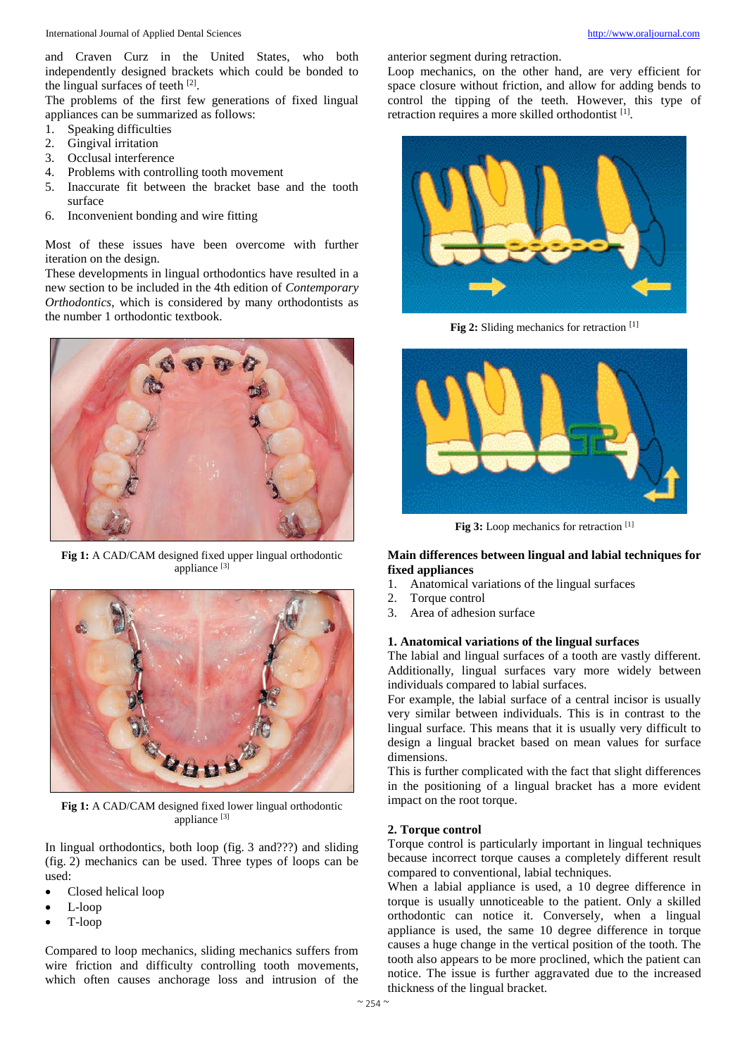and Craven Curz in the United States, who both independently designed brackets which could be bonded to the lingual surfaces of teeth [2].

The problems of the first few generations of fixed lingual appliances can be summarized as follows:

1. Speaking difficulties
2. Gingival irritation
3. Occlusal interference
4. Problems with controlling tooth movement
5. Inaccurate fit between the bracket base and the tooth surface
6. Inconvenient bonding and wire fitting

Most of these issues have been overcome with further iteration on the design.

These developments in lingual orthodontics have resulted in a new section to be included in the 4th edition of *Contemporary Orthodontics*, which is considered by many orthodontists as the number 1 orthodontic textbook.

**Fig 1:** A CAD/CAM designed fixed upper lingual orthodontic appliance [3]

**Fig 1:** A CAD/CAM designed fixed lower lingual orthodontic appliance [3]

In lingual orthodontics, both loop (fig. 3 and???) and sliding (fig. 2) mechanics can be used. Three types of loops can be used:

- Closed helical loop
- L-loop
- T-loop

Compared to loop mechanics, sliding mechanics suffers from wire friction and difficulty controlling tooth movements, which often causes anchorage loss and intrusion of the anterior segment during retraction.

Loop mechanics, on the other hand, are very efficient for space closure without friction, and allow for adding bends to control the tipping of the teeth. However, this type of retraction requires a more skilled orthodontist [1].

**Fig 2:** Sliding mechanics for retraction [1]

**Fig 3:** Loop mechanics for retraction [1]

**Main differences between lingual and labial techniques for fixed appliances**

1. Anatomical variations of the lingual surfaces
2. Torque control
3. Area of adhesion surface

**1. Anatomical variations of the lingual surfaces**

The labial and lingual surfaces of a tooth are vastly different. Additionally, lingual surfaces vary more widely between individuals compared to labial surfaces.

For example, the labial surface of a central incisor is usually very similar between individuals. This is in contrast to the lingual surface. This means that it is usually very difficult to design a lingual bracket based on mean values for surface dimensions.

This is further complicated with the fact that slight differences in the positioning of a lingual bracket has a more evident impact on the root torque.

**2. Torque control**

Torque control is particularly important in lingual techniques because incorrect torque causes a completely different result compared to conventional, labial techniques.

When a labial appliance is used, a 10 degree difference in torque is usually unnoticeable to the patient. Only a skilled orthodontic can notice it. Conversely, when a lingual appliance is used, the same 10 degree difference in torque causes a huge change in the vertical position of the tooth. The tooth also appears to be more proclined, which the patient can notice. The issue is further aggravated due to the increased thickness of the lingual bracket.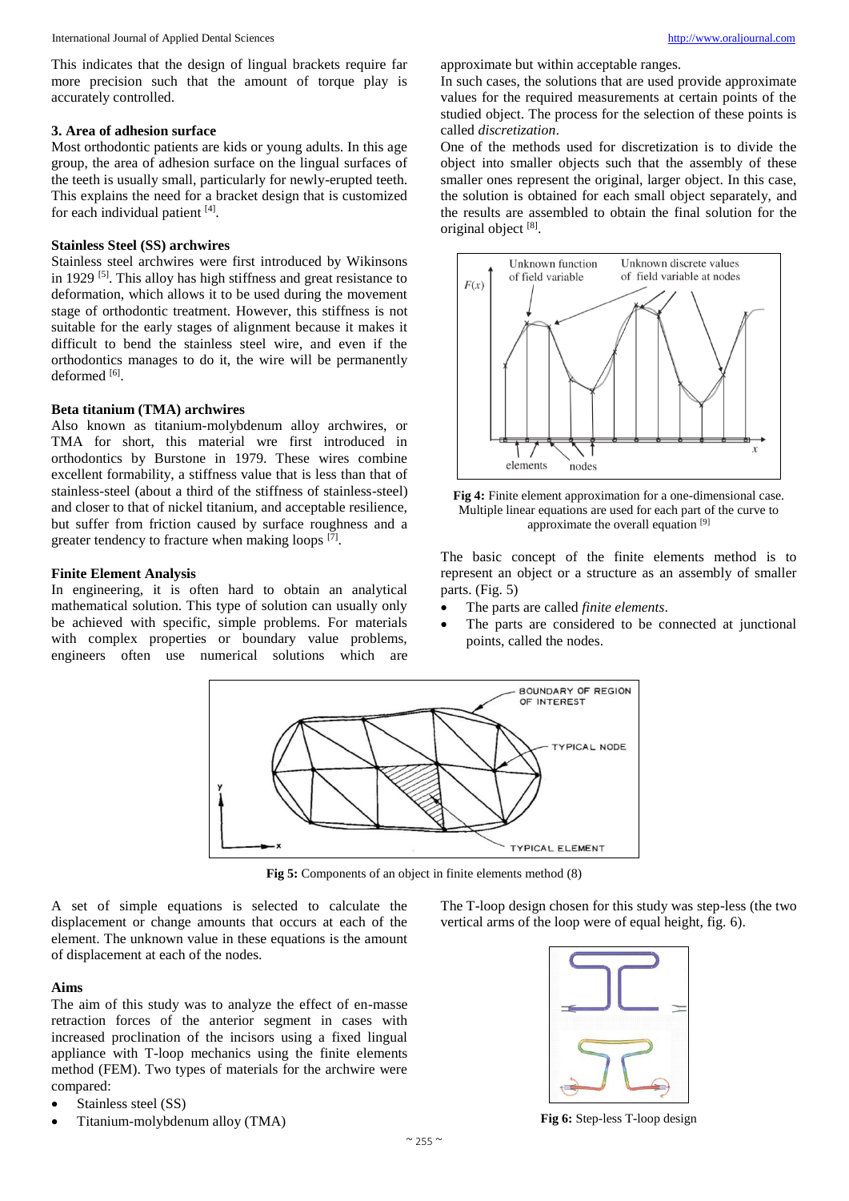This indicates that the design of lingual brackets require far more precision such that the amount of torque play is accurately controlled.

### 3. Area of adhesion surface

Most orthodontic patients are kids or young adults. In this age group, the area of adhesion surface on the lingual surfaces of the teeth is usually small, particularly for newly-erupted teeth. This explains the need for a bracket design that is customized for each individual patient [4].

### Stainless Steel (SS) archwires

Stainless steel archwires were first introduced by Wikinsons in 1929 [5]. This alloy has high stiffness and great resistance to deformation, which allows it to be used during the movement stage of orthodontic treatment. However, this stiffness is not suitable for the early stages of alignment because it makes it difficult to bend the stainless steel wire, and even if the orthodontics manages to do it, the wire will be permanently deformed [6].

### Beta titanium (TMA) archwires

Also known as titanium-molybdenum alloy archwires, or TMA for short, this material wre first introduced in orthodontics by Burstone in 1979. These wires combine excellent formability, a stiffness value that is less than that of stainless-steel (about a third of the stiffness of stainless-steel) and closer to that of nickel titanium, and acceptable resilience, but suffer from friction caused by surface roughness and a greater tendency to fracture when making loops [7].

### Finite Element Analysis

In engineering, it is often hard to obtain an analytical mathematical solution. This type of solution can usually only be achieved with specific, simple problems. For materials with complex properties or boundary value problems, engineers often use numerical solutions which are approximate but within acceptable ranges.

In such cases, the solutions that are used provide approximate values for the required measurements at certain points of the studied object. The process for the selection of these points is called *discretization*.

One of the methods used for discretization is to divide the object into smaller objects such that the assembly of these smaller ones represent the original, larger object. In this case, the solution is obtained for each small object separately, and the results are assembled to obtain the final solution for the original object [8].

**Fig 4:** Finite element approximation for a one-dimensional case. Multiple linear equations are used for each part of the curve to approximate the overall equation [9]

The basic concept of the finite elements method is to represent an object or a structure as an assembly of smaller parts. (Fig. 5)

- The parts are called *finite elements*.
- The parts are considered to be connected at junctional points, called the nodes.

**Fig 5:** Components of an object in finite elements method (8)

A set of simple equations is selected to calculate the displacement or change amounts that occurs at each of the element. The unknown value in these equations is the amount of displacement at each of the nodes.

### Aims

The aim of this study was to analyze the effect of en-masse retraction forces of the anterior segment in cases with increased proclination of the incisors using a fixed lingual appliance with T-loop mechanics using the finite elements method (FEM). Two types of materials for the archwire were compared:

- Stainless steel (SS)
- Titanium-molybdenum alloy (TMA)

The T-loop design chosen for this study was step-less (the two vertical arms of the loop were of equal height, fig. 6).

**Fig 6:** Step-less T-loop design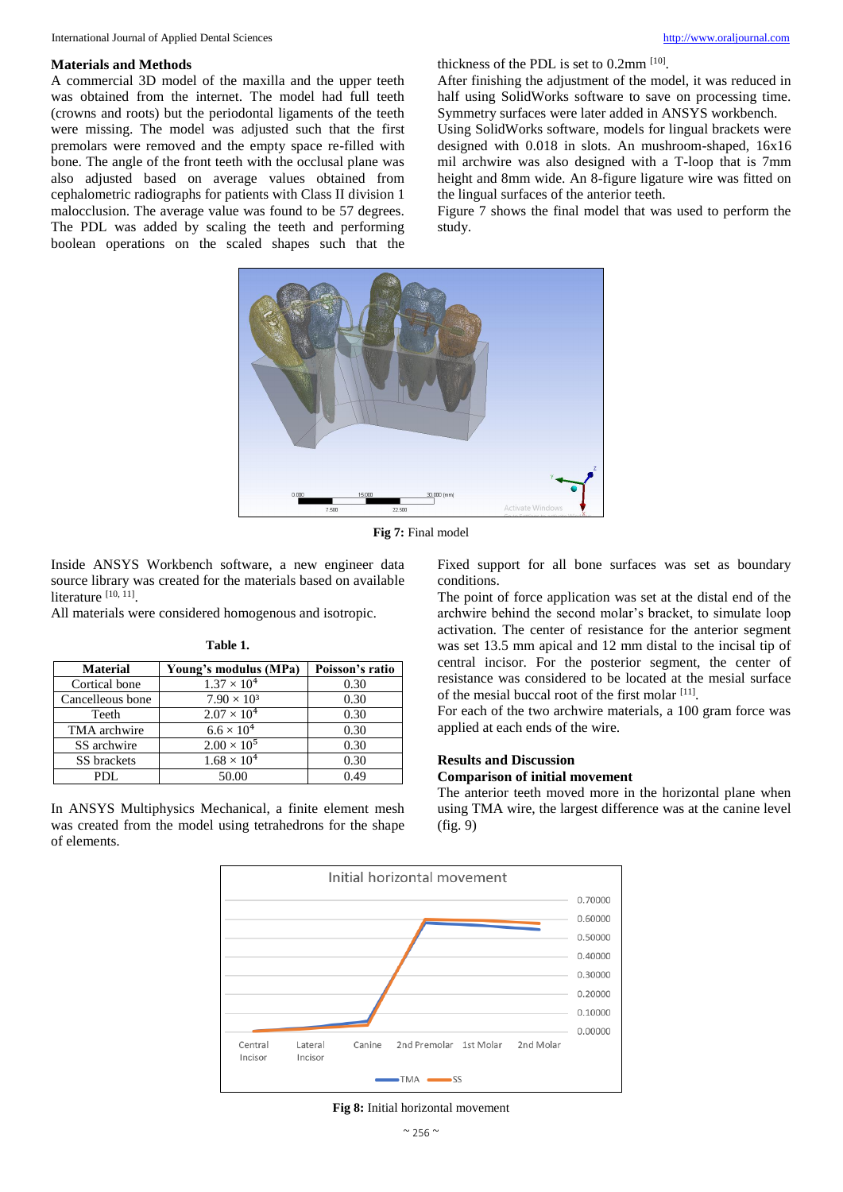## Materials and Methods

A commercial 3D model of the maxilla and the upper teeth was obtained from the internet. The model had full teeth (crowns and roots) but the periodontal ligaments of the teeth were missing. The model was adjusted such that the first premolars were removed and the empty space re-filled with bone. The angle of the front teeth with the occlusal plane was also adjusted based on average values obtained from cephalometric radiographs for patients with Class II division 1 malocclusion. The average value was found to be 57 degrees. The PDL was added by scaling the teeth and performing boolean operations on the scaled shapes such that the thickness of the PDL is set to 0.2mm [10].

After finishing the adjustment of the model, it was reduced in half using SolidWorks software to save on processing time. Symmetry surfaces were later added in ANSYS workbench.

Using SolidWorks software, models for lingual brackets were designed with 0.018 in slots. An mushroom-shaped, 16x16 mil archwire was also designed with a T-loop that is 7mm height and 8mm wide. An 8-figure ligature wire was fitted on the lingual surfaces of the anterior teeth.

Figure 7 shows the final model that was used to perform the study.

**Fig 7:** Final model

Inside ANSYS Workbench software, a new engineer data source library was created for the materials based on available literature [10, 11].

All materials were considered homogenous and isotropic.

**Table 1.**

| Material | Young's modulus (MPa) | Poisson's ratio |
|---|---|---|
| Cortical bone | $1.37 \times 10^4$ | 0.30 |
| Cancelleous bone | $7.90 \times 10^3$ | 0.30 |
| Teeth | $2.07 \times 10^4$ | 0.30 |
| TMA archwire | $6.6 \times 10^4$ | 0.30 |
| SS archwire | $2.00 \times 10^5$ | 0.30 |
| SS brackets | $1.68 \times 10^4$ | 0.30 |
| PDL | 50.00 | 0.49 |

In ANSYS Multiphysics Mechanical, a finite element mesh was created from the model using tetrahedrons for the shape of elements.

Fixed support for all bone surfaces was set as boundary conditions.

The point of force application was set at the distal end of the archwire behind the second molar's bracket, to simulate loop activation. The center of resistance for the anterior segment was set 13.5 mm apical and 12 mm distal to the incisal tip of central incisor. For the posterior segment, the center of resistance was considered to be located at the mesial surface of the mesial buccal root of the first molar [11].

For each of the two archwire materials, a 100 gram force was applied at each ends of the wire.

## Results and Discussion

### Comparison of initial movement

The anterior teeth moved more in the horizontal plane when using TMA wire, the largest difference was at the canine level (fig. 9)

**Fig 8:** Initial horizontal movement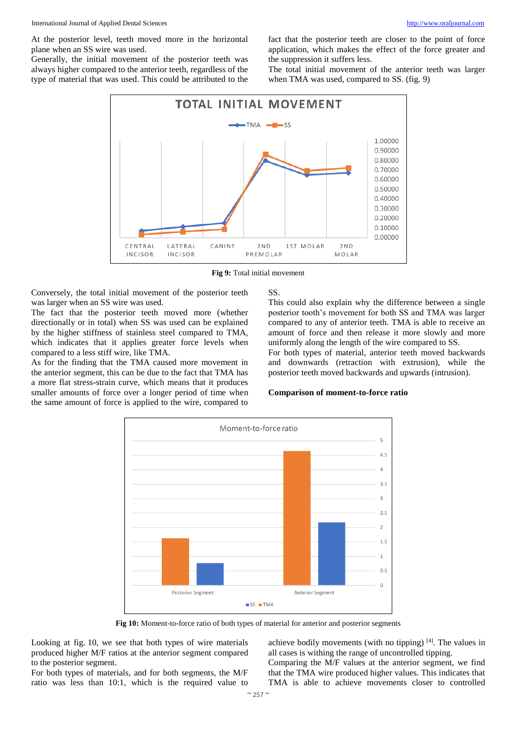At the posterior level, teeth moved more in the horizontal plane when an SS wire was used.

Generally, the initial movement of the posterior teeth was always higher compared to the anterior teeth, regardless of the type of material that was used. This could be attributed to the fact that the posterior teeth are closer to the point of force application, which makes the effect of the force greater and the suppression it suffers less.

The total initial movement of the anterior teeth was larger when TMA was used, compared to SS. (fig. 9)

**Fig 9:** Total initial movement

Conversely, the total initial movement of the posterior teeth was larger when an SS wire was used.

The fact that the posterior teeth moved more (whether directionally or in total) when SS was used can be explained by the higher stiffness of stainless steel compared to TMA, which indicates that it applies greater force levels when compared to a less stiff wire, like TMA.

As for the finding that the TMA caused more movement in the anterior segment, this can be due to the fact that TMA has a more flat stress-strain curve, which means that it produces smaller amounts of force over a longer period of time when the same amount of force is applied to the wire, compared to SS.

This could also explain why the difference between a single posterior tooth's movement for both SS and TMA was larger compared to any of anterior teeth. TMA is able to receive an amount of force and then release it more slowly and more uniformly along the length of the wire compared to SS.

For both types of material, anterior teeth moved backwards and downwards (retraction with extrusion), while the posterior teeth moved backwards and upwards (intrusion).

**Comparison of moment-to-force ratio**

**Fig 10:** Moment-to-force ratio of both types of material for anterior and posterior segments

Looking at fig. 10, we see that both types of wire materials produced higher M/F ratios at the anterior segment compared to the posterior segment.

For both types of materials, and for both segments, the M/F ratio was less than 10:1, which is the required value to achieve bodily movements (with no tipping) [4]. The values in all cases is withing the range of uncontrolled tipping.

Comparing the M/F values at the anterior segment, we find that the TMA wire produced higher values. This indicates that TMA is able to achieve movements closer to controlled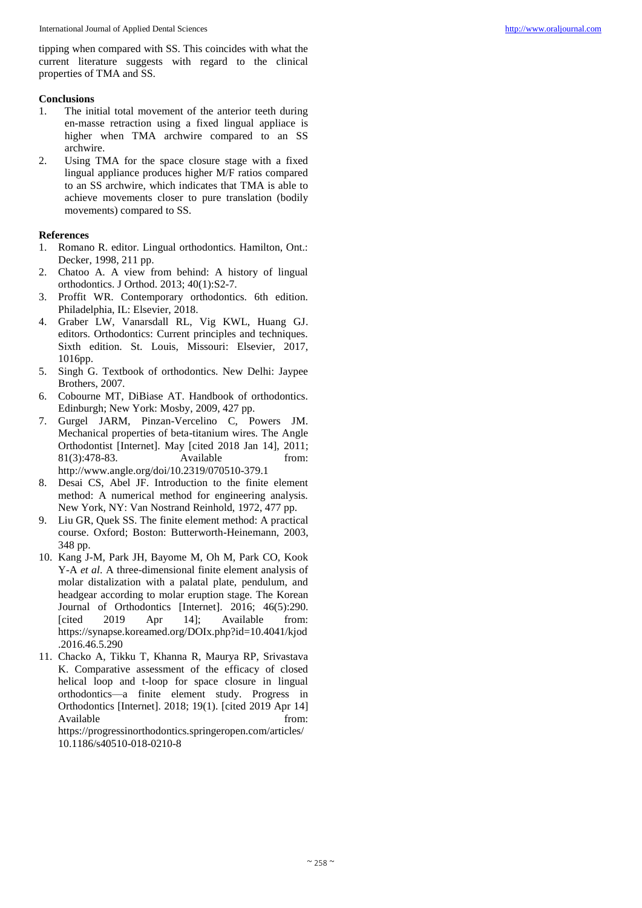tipping when compared with SS. This coincides with what the current literature suggests with regard to the clinical properties of TMA and SS.

## Conclusions

1. The initial total movement of the anterior teeth during en-masse retraction using a fixed lingual appliace is higher when TMA archwire compared to an SS archwire.
2. Using TMA for the space closure stage with a fixed lingual appliance produces higher M/F ratios compared to an SS archwire, which indicates that TMA is able to achieve movements closer to pure translation (bodily movements) compared to SS.

## References

1. Romano R. editor. Lingual orthodontics. Hamilton, Ont.: Decker, 1998, 211 pp.
2. Chatoo A. A view from behind: A history of lingual orthodontics. J Orthod. 2013; 40(1):S2-7.
3. Proffit WR. Contemporary orthodontics. 6th edition. Philadelphia, IL: Elsevier, 2018.
4. Graber LW, Vanarsdall RL, Vig KWL, Huang GJ. editors. Orthodontics: Current principles and techniques. Sixth edition. St. Louis, Missouri: Elsevier, 2017, 1016pp.
5. Singh G. Textbook of orthodontics. New Delhi: Jaypee Brothers, 2007.
6. Cobourne MT, DiBiase AT. Handbook of orthodontics. Edinburgh; New York: Mosby, 2009, 427 pp.
7. Gurgel JARM, Pinzan-Vercelino C, Powers JM. Mechanical properties of beta-titanium wires. The Angle Orthodontist [Internet]. May [cited 2018 Jan 14], 2011; 81(3):478-83. Available from: http://www.angle.org/doi/10.2319/070510-379.1
8. Desai CS, Abel JF. Introduction to the finite element method: A numerical method for engineering analysis. New York, NY: Van Nostrand Reinhold, 1972, 477 pp.
9. Liu GR, Quek SS. The finite element method: A practical course. Oxford; Boston: Butterworth-Heinemann, 2003, 348 pp.
10. Kang J-M, Park JH, Bayome M, Oh M, Park CO, Kook Y-A *et al*. A three-dimensional finite element analysis of molar distalization with a palatal plate, pendulum, and headgear according to molar eruption stage. The Korean Journal of Orthodontics [Internet]. 2016; 46(5):290. [cited 2019 Apr 14]; Available from: https://synapse.koreamed.org/DOIx.php?id=10.4041/kjod.2016.46.5.290
11. Chacko A, Tikku T, Khanna R, Maurya RP, Srivastava K. Comparative assessment of the efficacy of closed helical loop and t-loop for space closure in lingual orthodontics—a finite element study. Progress in Orthodontics [Internet]. 2018; 19(1). [cited 2019 Apr 14] Available from: https://progressinorthodontics.springeropen.com/articles/10.1186/s40510-018-0210-8